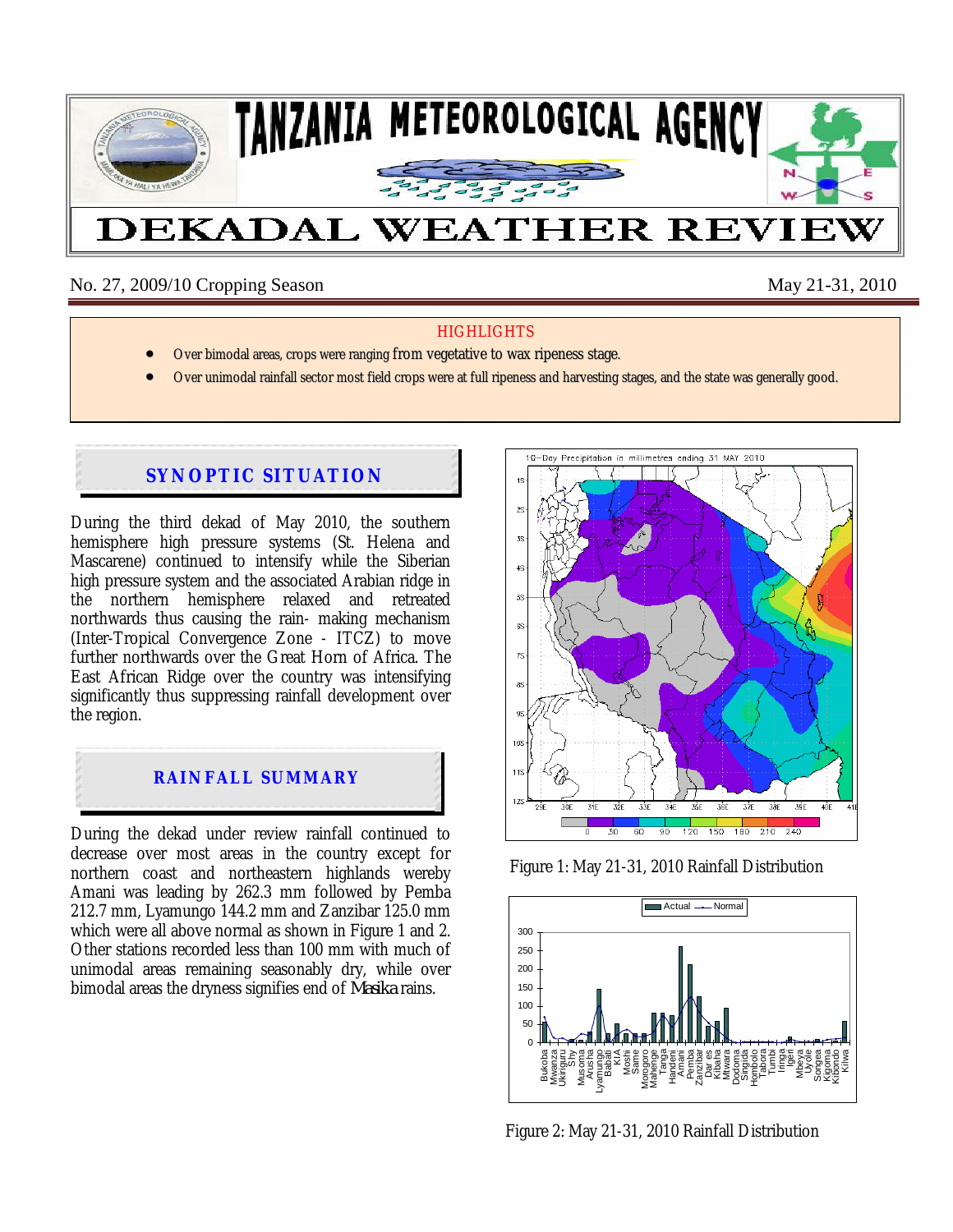# TANZANIA METEOROLOGICAL AGENCY

# DEKADAL WEATHER REVIEW

No. 27, 2009/10 Cropping Season — May 21-31, 2010

## HIGHLIGHTS

- Over bimodal areas, crops were ranging from vegetative to wax ripeness stage.
- Over unimodal rainfall sector most field crops were at full ripeness and harvesting stages, and the state was generally good.

## SYNOPTIC SITUATION

During the third dekad of May 2010, the southern hemisphere high pressure systems (St. Helena and Mascarene) continued to intensify while the Siberian high pressure system and the associated Arabian ridge in the northern hemisphere relaxed and retreated northwards thus causing the rain- making mechanism (Inter-Tropical Convergence Zone - ITCZ) to move further northwards over the Great Horn of Africa. The East African Ridge over the country was intensifying significantly thus suppressing rainfall development over the region.

## RAINFALL SUMMARY

During the dekad under review rainfall continued to decrease over most areas in the country except for northern coast and northeastern highlands wereby Amani was leading by 262.3 mm followed by Pemba 212.7 mm, Lyamungo 144.2 mm and Zanzibar 125.0 mm which were all above normal as shown in Figure 1 and 2. Other stations recorded less than 100 mm with much of unimodal areas remaining seasonably dry, while over bimodal areas the dryness signifies end of *Masika* rains.

Figure 1: May 21-31, 2010 Rainfall Distribution

Figure 2: May 21-31, 2010 Rainfall Distribution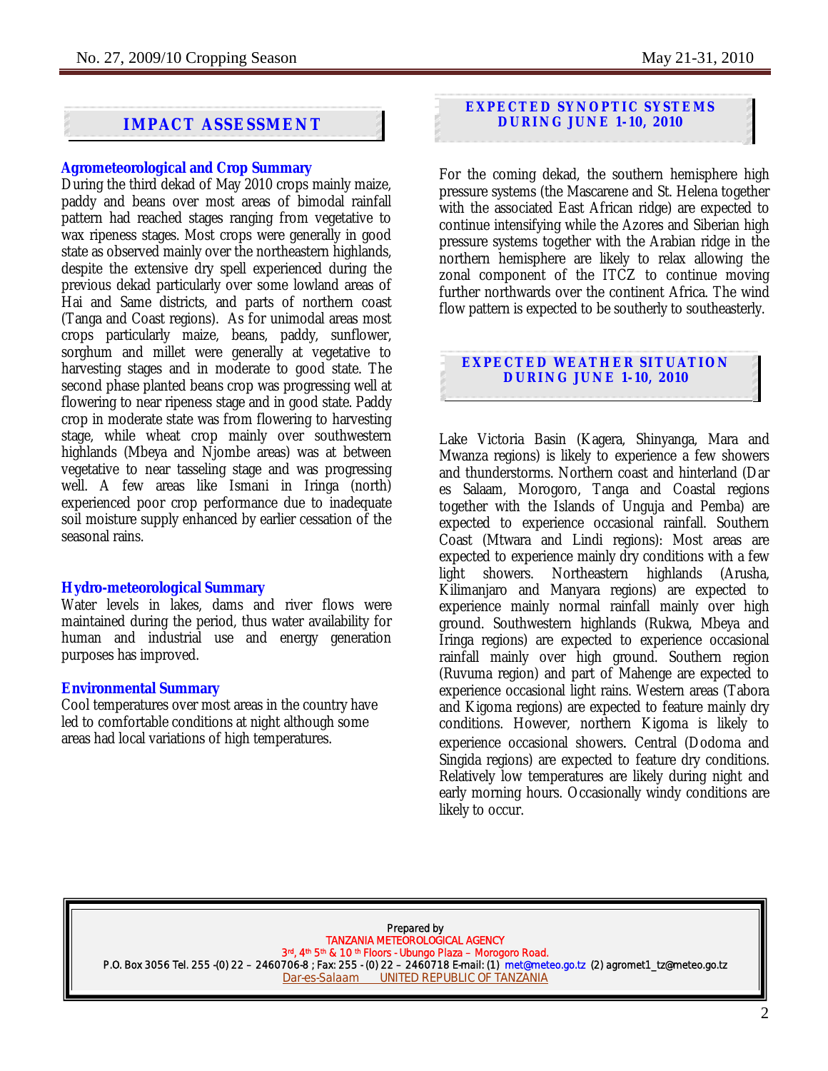## IMPACT ASSESSMENT

### Agrometeorological and Crop Summary

During the third dekad of May 2010 crops mainly maize, paddy and beans over most areas of bimodal rainfall pattern had reached stages ranging from vegetative to wax ripeness stages. Most crops were generally in good state as observed mainly over the northeastern highlands, despite the extensive dry spell experienced during the previous dekad particularly over some lowland areas of Hai and Same districts, and parts of northern coast (Tanga and Coast regions). As for unimodal areas most crops particularly maize, beans, paddy, sunflower, sorghum and millet were generally at vegetative to harvesting stages and in moderate to good state. The second phase planted beans crop was progressing well at flowering to near ripeness stage and in good state. Paddy crop in moderate state was from flowering to harvesting stage, while wheat crop mainly over southwestern highlands (Mbeya and Njombe areas) was at between vegetative to near tasseling stage and was progressing well. A few areas like Ismani in Iringa (north) experienced poor crop performance due to inadequate soil moisture supply enhanced by earlier cessation of the seasonal rains.

### Hydro-meteorological Summary

Water levels in lakes, dams and river flows were maintained during the period, thus water availability for human and industrial use and energy generation purposes has improved.

### Environmental Summary

Cool temperatures over most areas in the country have led to comfortable conditions at night although some areas had local variations of high temperatures.

## EXPECTED SYNOPTIC SYSTEMS DURING JUNE 1-10, 2010

For the coming dekad, the southern hemisphere high pressure systems (the Mascarene and St. Helena together with the associated East African ridge) are expected to continue intensifying while the Azores and Siberian high pressure systems together with the Arabian ridge in the northern hemisphere are likely to relax allowing the zonal component of the ITCZ to continue moving further northwards over the continent Africa. The wind flow pattern is expected to be southerly to southeasterly.

## EXPECTED WEATHER SITUATION DURING JUNE 1-10, 2010

Lake Victoria Basin (Kagera, Shinyanga, Mara and Mwanza regions) is likely to experience a few showers and thunderstorms. Northern coast and hinterland (Dar es Salaam, Morogoro, Tanga and Coastal regions together with the Islands of Unguja and Pemba) are expected to experience occasional rainfall. Southern Coast (Mtwara and Lindi regions): Most areas are expected to experience mainly dry conditions with a few light showers. Northeastern highlands (Arusha, Kilimanjaro and Manyara regions) are expected to experience mainly normal rainfall mainly over high ground. Southwestern highlands (Rukwa, Mbeya and Iringa regions) are expected to experience occasional rainfall mainly over high ground. Southern region (Ruvuma region) and part of Mahenge are expected to experience occasional light rains. Western areas (Tabora and Kigoma regions) are expected to feature mainly dry conditions. However, northern Kigoma is likely to experience occasional showers. Central (Dodoma and Singida regions) are expected to feature dry conditions. Relatively low temperatures are likely during night and early morning hours. Occasionally windy conditions are likely to occur.

Prepared by
TANZANIA METEOROLOGICAL AGENCY
3rd, 4th 5th & 10 th Floors - Ubungo Plaza – Morogoro Road.
P.O. Box 3056 Tel. 255 -(0) 22 – 2460706-8 ; Fax: 255 - (0) 22 – 2460718 E-mail: (1) met@meteo.go.tz (2) agromet1_tz@meteo.go.tz
Dar-es-Salaam UNITED REPUBLIC OF TANZANIA